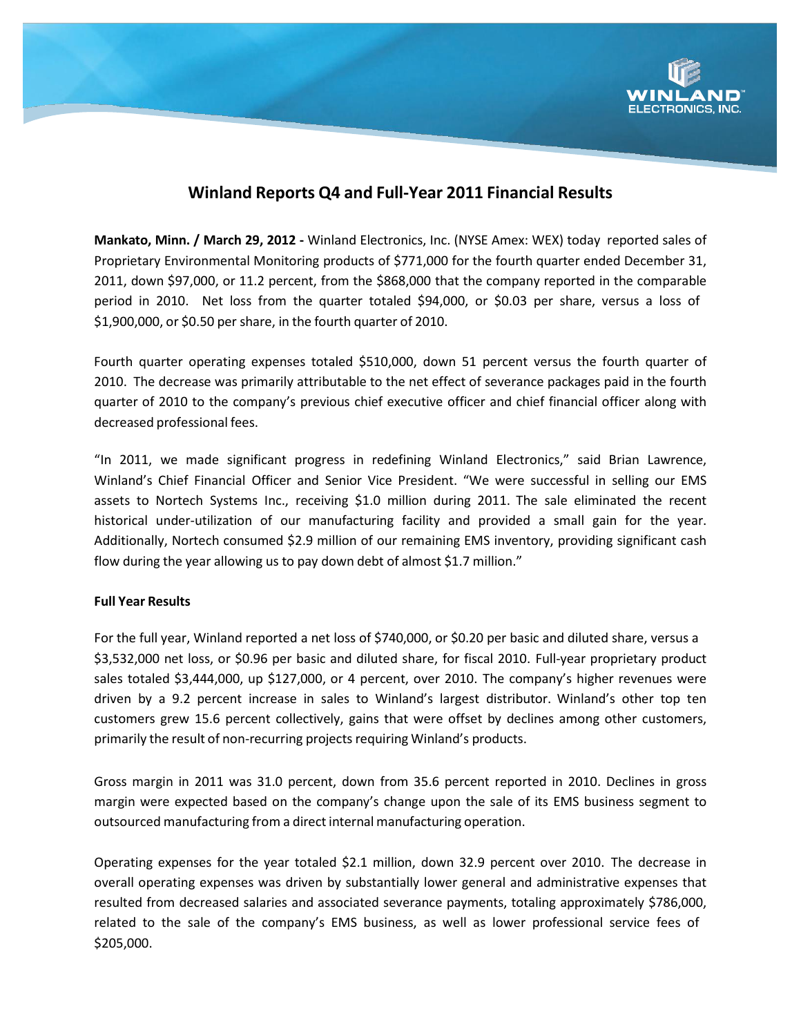# Winland Reports Q4 and Full-Year 2011 Financial Results

**Mankato, Minn. / March 29, 2012 -** Winland Electronics, Inc. (NYSE Amex: WEX) today reported sales of Proprietary Environmental Monitoring products of $771,000 for the fourth quarter ended December 31, 2011, down $97,000, or 11.2 percent, from the $868,000 that the company reported in the comparable period in 2010. Net loss from the quarter totaled $94,000, or $0.03 per share, versus a loss of $1,900,000, or $0.50 per share, in the fourth quarter of 2010.

Fourth quarter operating expenses totaled $510,000, down 51 percent versus the fourth quarter of 2010. The decrease was primarily attributable to the net effect of severance packages paid in the fourth quarter of 2010 to the company's previous chief executive officer and chief financial officer along with decreased professional fees.

"In 2011, we made significant progress in redefining Winland Electronics," said Brian Lawrence, Winland's Chief Financial Officer and Senior Vice President. "We were successful in selling our EMS assets to Nortech Systems Inc., receiving $1.0 million during 2011. The sale eliminated the recent historical under-utilization of our manufacturing facility and provided a small gain for the year. Additionally, Nortech consumed $2.9 million of our remaining EMS inventory, providing significant cash flow during the year allowing us to pay down debt of almost $1.7 million."

**Full Year Results**

For the full year, Winland reported a net loss of $740,000, or $0.20 per basic and diluted share, versus a $3,532,000 net loss, or $0.96 per basic and diluted share, for fiscal 2010. Full-year proprietary product sales totaled $3,444,000, up $127,000, or 4 percent, over 2010. The company's higher revenues were driven by a 9.2 percent increase in sales to Winland's largest distributor. Winland's other top ten customers grew 15.6 percent collectively, gains that were offset by declines among other customers, primarily the result of non-recurring projects requiring Winland's products.

Gross margin in 2011 was 31.0 percent, down from 35.6 percent reported in 2010. Declines in gross margin were expected based on the company's change upon the sale of its EMS business segment to outsourced manufacturing from a direct internal manufacturing operation.

Operating expenses for the year totaled $2.1 million, down 32.9 percent over 2010. The decrease in overall operating expenses was driven by substantially lower general and administrative expenses that resulted from decreased salaries and associated severance payments, totaling approximately $786,000, related to the sale of the company's EMS business, as well as lower professional service fees of $205,000.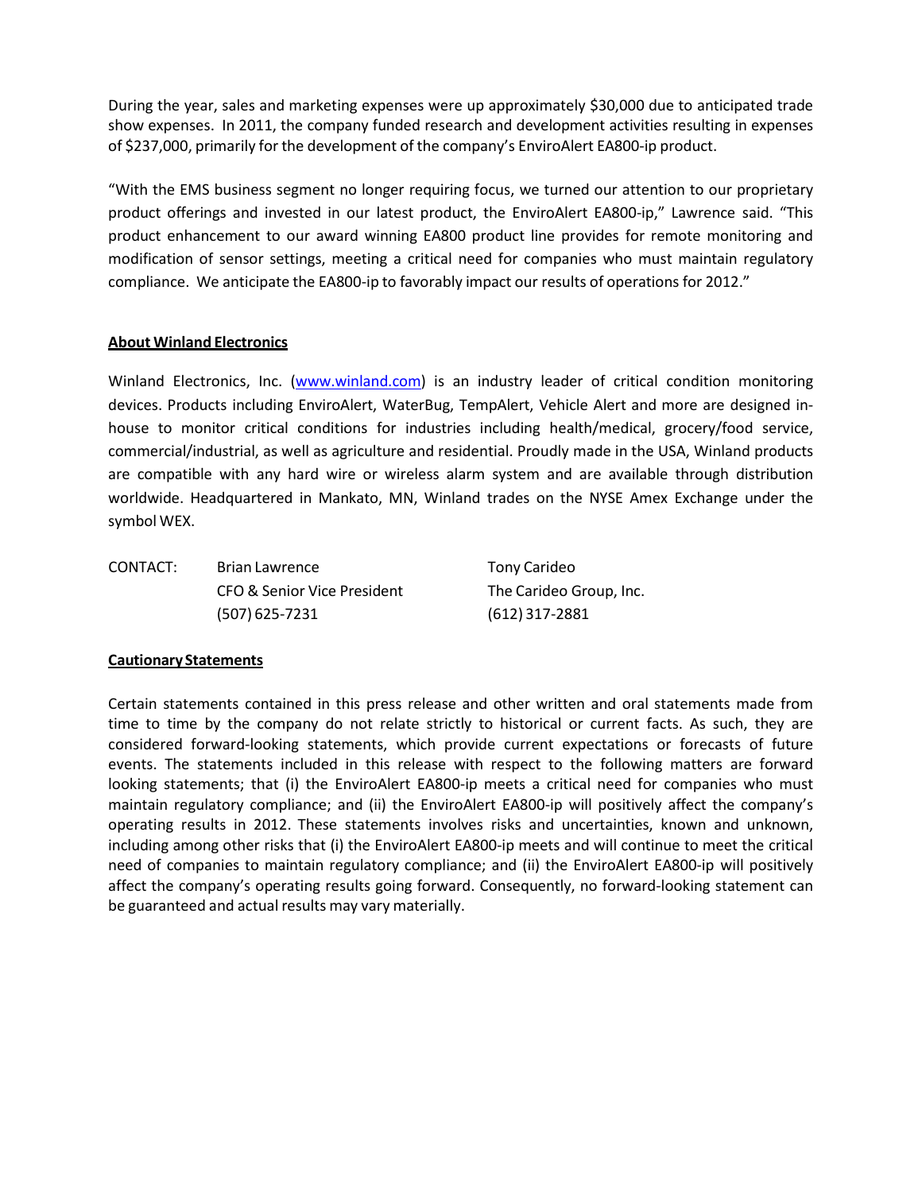During the year, sales and marketing expenses were up approximately $30,000 due to anticipated trade show expenses. In 2011, the company funded research and development activities resulting in expenses of $237,000, primarily for the development of the company's EnviroAlert EA800-ip product.

"With the EMS business segment no longer requiring focus, we turned our attention to our proprietary product offerings and invested in our latest product, the EnviroAlert EA800-ip," Lawrence said. "This product enhancement to our award winning EA800 product line provides for remote monitoring and modification of sensor settings, meeting a critical need for companies who must maintain regulatory compliance. We anticipate the EA800-ip to favorably impact our results of operations for 2012."

## About Winland Electronics

Winland Electronics, Inc. ([www.winland.com](http://www.winland.com)) is an industry leader of critical condition monitoring devices. Products including EnviroAlert, WaterBug, TempAlert, Vehicle Alert and more are designed in-house to monitor critical conditions for industries including health/medical, grocery/food service, commercial/industrial, as well as agriculture and residential. Proudly made in the USA, Winland products are compatible with any hard wire or wireless alarm system and are available through distribution worldwide. Headquartered in Mankato, MN, Winland trades on the NYSE Amex Exchange under the symbol WEX.

CONTACT:

Brian Lawrence
CFO & Senior Vice President
(507) 625-7231

Tony Carideo
The Carideo Group, Inc.
(612) 317-2881

## Cautionary Statements

Certain statements contained in this press release and other written and oral statements made from time to time by the company do not relate strictly to historical or current facts. As such, they are considered forward-looking statements, which provide current expectations or forecasts of future events. The statements included in this release with respect to the following matters are forward looking statements; that (i) the EnviroAlert EA800-ip meets a critical need for companies who must maintain regulatory compliance; and (ii) the EnviroAlert EA800-ip will positively affect the company's operating results in 2012. These statements involves risks and uncertainties, known and unknown, including among other risks that (i) the EnviroAlert EA800-ip meets and will continue to meet the critical need of companies to maintain regulatory compliance; and (ii) the EnviroAlert EA800-ip will positively affect the company's operating results going forward. Consequently, no forward-looking statement can be guaranteed and actual results may vary materially.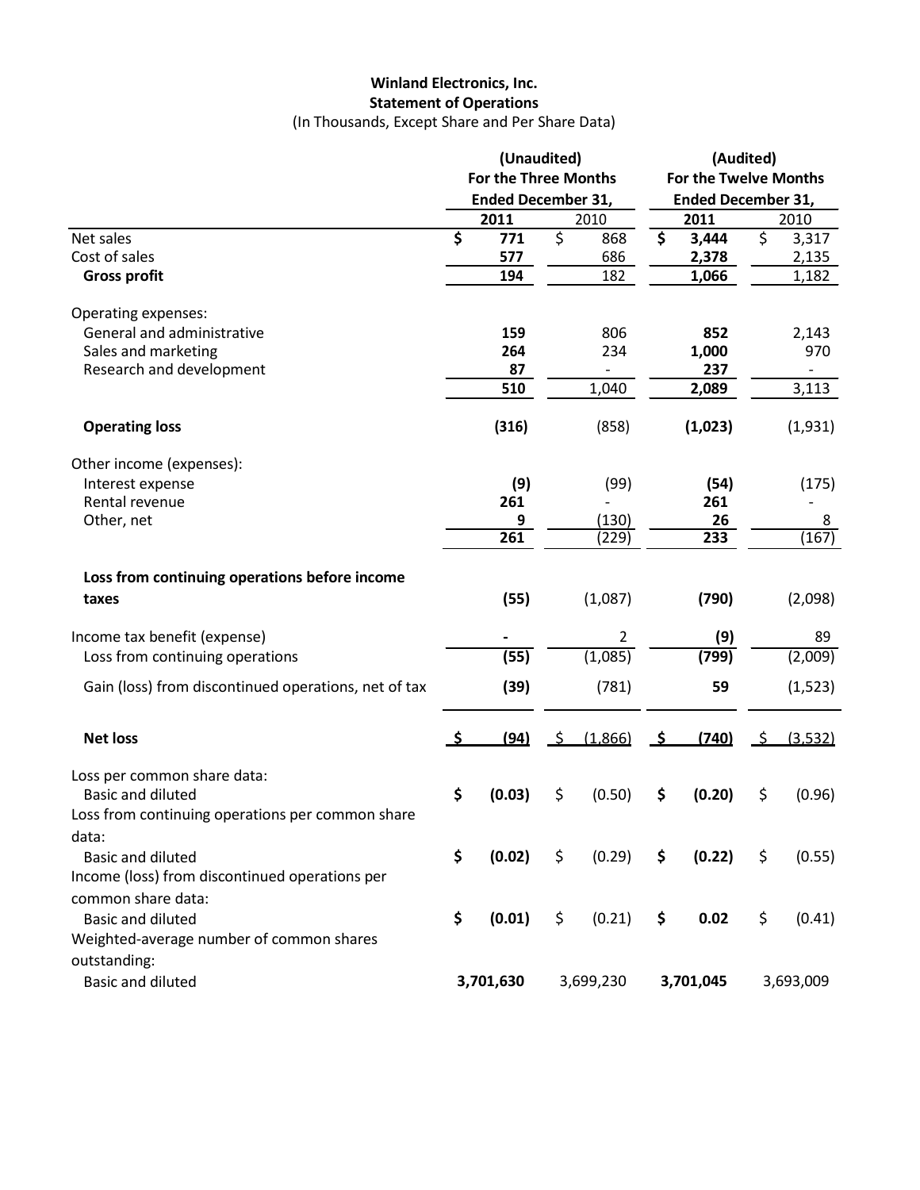**Winland Electronics, Inc.**
**Statement of Operations**
(In Thousands, Except Share and Per Share Data)

| | (Unaudited) For the Three Months Ended December 31, | | (Audited) For the Twelve Months Ended December 31, | |
|---|---|---|---|---|
| | **2011** | 2010 | **2011** | 2010 |
| Net sales | **$ 771** | $ 868 | **$ 3,444** | $ 3,317 |
| Cost of sales | **577** | 686 | **2,378** | 2,135 |
| **Gross profit** | **194** | 182 | **1,066** | 1,182 |
| Operating expenses: | | | | |
| General and administrative | **159** | 806 | **852** | 2,143 |
| Sales and marketing | **264** | 234 | **1,000** | 970 |
| Research and development | **87** | - | **237** | - |
| | **510** | 1,040 | **2,089** | 3,113 |
| **Operating loss** | **(316)** | (858) | **(1,023)** | (1,931) |
| Other income (expenses): | | | | |
| Interest expense | **(9)** | (99) | **(54)** | (175) |
| Rental revenue | **261** | - | **261** | - |
| Other, net | **9** | (130) | **26** | 8 |
| | **261** | (229) | **233** | (167) |
| **Loss from continuing operations before income taxes** | **(55)** | (1,087) | **(790)** | (2,098) |
| Income tax benefit (expense) | **-** | 2 | **(9)** | 89 |
| Loss from continuing operations | **(55)** | (1,085) | **(799)** | (2,009) |
| Gain (loss) from discontinued operations, net of tax | **(39)** | (781) | **59** | (1,523) |
| **Net loss** | **$ (94)** | $ (1,866) | **$ (740)** | $ (3,532) |
| Loss per common share data: | | | | |
| Basic and diluted | **$ (0.03)** | $ (0.50) | **$ (0.20)** | $ (0.96) |
| Loss from continuing operations per common share data: | | | | |
| Basic and diluted | **$ (0.02)** | $ (0.29) | **$ (0.22)** | $ (0.55) |
| Income (loss) from discontinued operations per common share data: | | | | |
| Basic and diluted | **$ (0.01)** | $ (0.21) | **$ 0.02** | $ (0.41) |
| Weighted-average number of common shares outstanding: | | | | |
| Basic and diluted | **3,701,630** | 3,699,230 | **3,701,045** | 3,693,009 |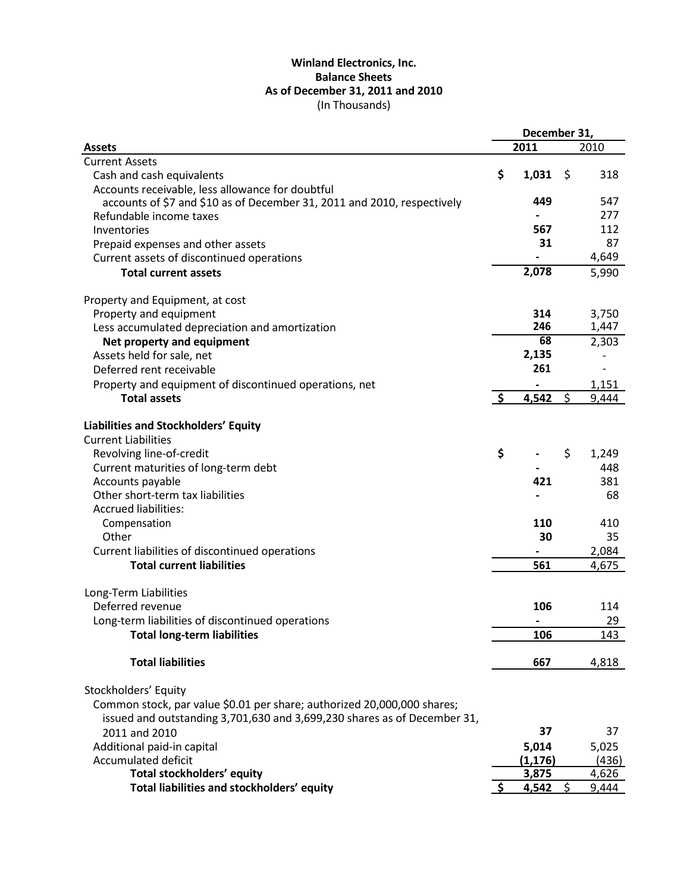**Winland Electronics, Inc.**
**Balance Sheets**
**As of December 31, 2011 and 2010**
(In Thousands)

| | December 31, | |
|---|---|---|
| **Assets** | **2011** | 2010 |
| Current Assets | | |
| Cash and cash equivalents | $ **1,031** | $ 318 |
| Accounts receivable, less allowance for doubtful accounts of $7 and $10 as of December 31, 2011 and 2010, respectively | **449** | 547 |
| Refundable income taxes | **-** | 277 |
| Inventories | **567** | 112 |
| Prepaid expenses and other assets | **31** | 87 |
| Current assets of discontinued operations | **-** | 4,649 |
| **Total current assets** | **2,078** | 5,990 |
| | | |
| Property and Equipment, at cost | | |
| Property and equipment | **314** | 3,750 |
| Less accumulated depreciation and amortization | **246** | 1,447 |
| **Net property and equipment** | **68** | 2,303 |
| Assets held for sale, net | **2,135** | - |
| Deferred rent receivable | **261** | - |
| Property and equipment of discontinued operations, net | **-** | 1,151 |
| **Total assets** | $ **4,542** | $ 9,444 |
| | | |
| **Liabilities and Stockholders' Equity** | | |
| Current Liabilities | | |
| Revolving line-of-credit | $ **-** | $ 1,249 |
| Current maturities of long-term debt | **-** | 448 |
| Accounts payable | **421** | 381 |
| Other short-term tax liabilities | **-** | 68 |
| Accrued liabilities: | | |
| Compensation | **110** | 410 |
| Other | **30** | 35 |
| Current liabilities of discontinued operations | **-** | 2,084 |
| **Total current liabilities** | **561** | 4,675 |
| | | |
| Long-Term Liabilities | | |
| Deferred revenue | **106** | 114 |
| Long-term liabilities of discontinued operations | **-** | 29 |
| **Total long-term liabilities** | **106** | 143 |
| | | |
| **Total liabilities** | **667** | 4,818 |
| | | |
| Stockholders' Equity | | |
| Common stock, par value $0.01 per share; authorized 20,000,000 shares; issued and outstanding 3,701,630 and 3,699,230 shares as of December 31, 2011 and 2010 | **37** | 37 |
| Additional paid-in capital | **5,014** | 5,025 |
| Accumulated deficit | **(1,176)** | (436) |
| **Total stockholders' equity** | **3,875** | 4,626 |
| **Total liabilities and stockholders' equity** | $ **4,542** | $ 9,444 |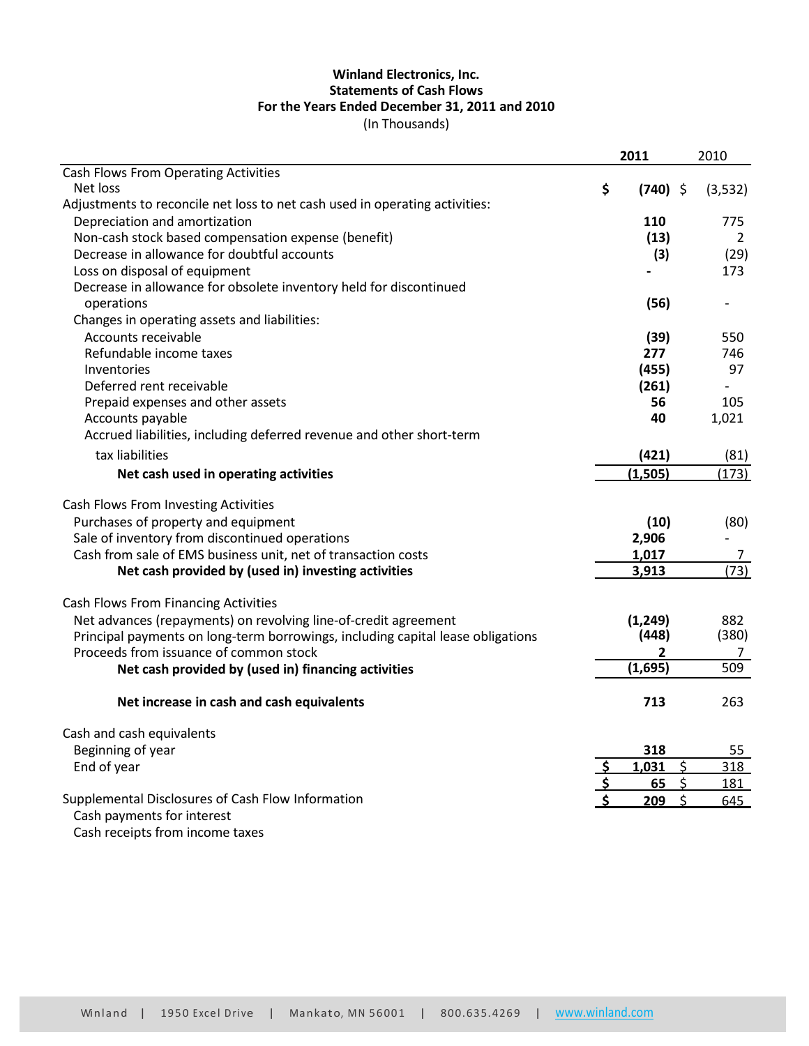**Winland Electronics, Inc.**
**Statements of Cash Flows**
**For the Years Ended December 31, 2011 and 2010**
(In Thousands)

| | 2011 | 2010 |
|---|---|---|
| Cash Flows From Operating Activities | | |
| Net loss | $ (740) | $ (3,532) |
| Adjustments to reconcile net loss to net cash used in operating activities: | | |
| Depreciation and amortization | 110 | 775 |
| Non-cash stock based compensation expense (benefit) | (13) | 2 |
| Decrease in allowance for doubtful accounts | (3) | (29) |
| Loss on disposal of equipment | - | 173 |
| Decrease in allowance for obsolete inventory held for discontinued operations | (56) | - |
| Changes in operating assets and liabilities: | | |
| Accounts receivable | (39) | 550 |
| Refundable income taxes | 277 | 746 |
| Inventories | (455) | 97 |
| Deferred rent receivable | (261) | - |
| Prepaid expenses and other assets | 56 | 105 |
| Accounts payable | 40 | 1,021 |
| Accrued liabilities, including deferred revenue and other short-term tax liabilities | (421) | (81) |
| **Net cash used in operating activities** | (1,505) | (173) |
| Cash Flows From Investing Activities | | |
| Purchases of property and equipment | (10) | (80) |
| Sale of inventory from discontinued operations | 2,906 | - |
| Cash from sale of EMS business unit, net of transaction costs | 1,017 | 7 |
| **Net cash provided by (used in) investing activities** | 3,913 | (73) |
| Cash Flows From Financing Activities | | |
| Net advances (repayments) on revolving line-of-credit agreement | (1,249) | 882 |
| Principal payments on long-term borrowings, including capital lease obligations | (448) | (380) |
| Proceeds from issuance of common stock | 2 | 7 |
| **Net cash provided by (used in) financing activities** | (1,695) | 509 |
| **Net increase in cash and cash equivalents** | 713 | 263 |
| Cash and cash equivalents | | |
| Beginning of year | 318 | 55 |
| End of year | $ 1,031 | $ 318 |
| Supplemental Disclosures of Cash Flow Information | | |
| Cash payments for interest | $ 65 | $ 181 |
| Cash receipts from income taxes | $ 209 | $ 645 |